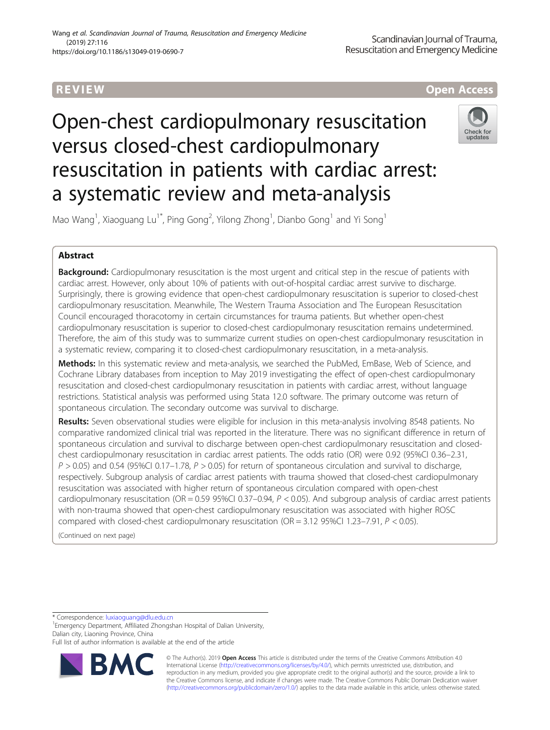REVIEW Open Access

# Open-chest cardiopulmonary resuscitation versus closed-chest cardiopulmonary resuscitation in patients with cardiac arrest: a systematic review and meta-analysis

Mao Wang[1], Xiaoguang Lu[1*], Ping Gong[2], Yilong Zhong[1], Dianbo Gong[1] and Yi Song[1]

## Abstract

**Background:** Cardiopulmonary resuscitation is the most urgent and critical step in the rescue of patients with cardiac arrest. However, only about 10% of patients with out-of-hospital cardiac arrest survive to discharge. Surprisingly, there is growing evidence that open-chest cardiopulmonary resuscitation is superior to closed-chest cardiopulmonary resuscitation. Meanwhile, The Western Trauma Association and The European Resuscitation Council encouraged thoracotomy in certain circumstances for trauma patients. But whether open-chest cardiopulmonary resuscitation is superior to closed-chest cardiopulmonary resuscitation remains undetermined. Therefore, the aim of this study was to summarize current studies on open-chest cardiopulmonary resuscitation in a systematic review, comparing it to closed-chest cardiopulmonary resuscitation, in a meta-analysis.

**Methods:** In this systematic review and meta-analysis, we searched the PubMed, EmBase, Web of Science, and Cochrane Library databases from inception to May 2019 investigating the effect of open-chest cardiopulmonary resuscitation and closed-chest cardiopulmonary resuscitation in patients with cardiac arrest, without language restrictions. Statistical analysis was performed using Stata 12.0 software. The primary outcome was return of spontaneous circulation. The secondary outcome was survival to discharge.

**Results:** Seven observational studies were eligible for inclusion in this meta-analysis involving 8548 patients. No comparative randomized clinical trial was reported in the literature. There was no significant difference in return of spontaneous circulation and survival to discharge between open-chest cardiopulmonary resuscitation and closed-chest cardiopulmonary resuscitation in cardiac arrest patients. The odds ratio (OR) were 0.92 (95%CI 0.36–2.31, $P > 0.05$) and 0.54 (95%CI 0.17–1.78, $P > 0.05$) for return of spontaneous circulation and survival to discharge, respectively. Subgroup analysis of cardiac arrest patients with trauma showed that closed-chest cardiopulmonary resuscitation was associated with higher return of spontaneous circulation compared with open-chest cardiopulmonary resuscitation (OR = 0.59 95%CI 0.37–0.94, $P < 0.05$). And subgroup analysis of cardiac arrest patients with non-trauma showed that open-chest cardiopulmonary resuscitation was associated with higher ROSC compared with closed-chest cardiopulmonary resuscitation (OR = 3.12 95%CI 1.23–7.91, $P < 0.05$).

(Continued on next page)

* Correspondence: luxiaoguang@dlu.edu.cn
[1]Emergency Department, Affiliated Zhongshan Hospital of Dalian University, Dalian city, Liaoning Province, China
Full list of author information is available at the end of the article

© The Author(s). 2019 **Open Access** This article is distributed under the terms of the Creative Commons Attribution 4.0 International License (http://creativecommons.org/licenses/by/4.0/), which permits unrestricted use, distribution, and reproduction in any medium, provided you give appropriate credit to the original author(s) and the source, provide a link to the Creative Commons license, and indicate if changes were made. The Creative Commons Public Domain Dedication waiver (http://creativecommons.org/publicdomain/zero/1.0/) applies to the data made available in this article, unless otherwise stated.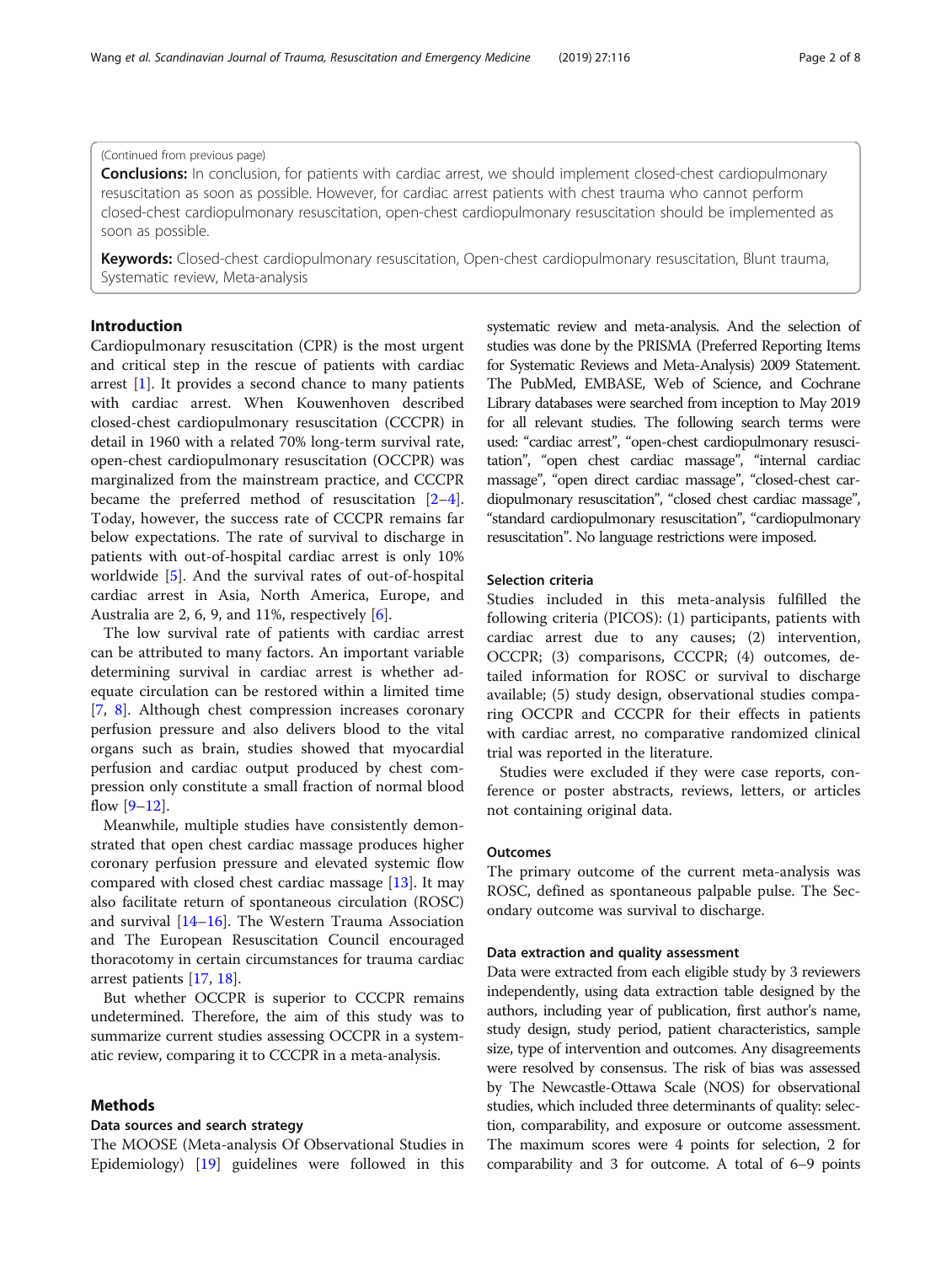(Continued from previous page)

**Conclusions:** In conclusion, for patients with cardiac arrest, we should implement closed-chest cardiopulmonary resuscitation as soon as possible. However, for cardiac arrest patients with chest trauma who cannot perform closed-chest cardiopulmonary resuscitation, open-chest cardiopulmonary resuscitation should be implemented as soon as possible.

**Keywords:** Closed-chest cardiopulmonary resuscitation, Open-chest cardiopulmonary resuscitation, Blunt trauma, Systematic review, Meta-analysis

## Introduction

Cardiopulmonary resuscitation (CPR) is the most urgent and critical step in the rescue of patients with cardiac arrest [1]. It provides a second chance to many patients with cardiac arrest. When Kouwenhoven described closed-chest cardiopulmonary resuscitation (CCCPR) in detail in 1960 with a related 70% long-term survival rate, open-chest cardiopulmonary resuscitation (OCCPR) was marginalized from the mainstream practice, and CCCPR became the preferred method of resuscitation [2–4]. Today, however, the success rate of CCCPR remains far below expectations. The rate of survival to discharge in patients with out-of-hospital cardiac arrest is only 10% worldwide [5]. And the survival rates of out-of-hospital cardiac arrest in Asia, North America, Europe, and Australia are 2, 6, 9, and 11%, respectively [6].

The low survival rate of patients with cardiac arrest can be attributed to many factors. An important variable determining survival in cardiac arrest is whether adequate circulation can be restored within a limited time [7, 8]. Although chest compression increases coronary perfusion pressure and also delivers blood to the vital organs such as brain, studies showed that myocardial perfusion and cardiac output produced by chest compression only constitute a small fraction of normal blood flow [9–12].

Meanwhile, multiple studies have consistently demonstrated that open chest cardiac massage produces higher coronary perfusion pressure and elevated systemic flow compared with closed chest cardiac massage [13]. It may also facilitate return of spontaneous circulation (ROSC) and survival [14–16]. The Western Trauma Association and The European Resuscitation Council encouraged thoracotomy in certain circumstances for trauma cardiac arrest patients [17, 18].

But whether OCCPR is superior to CCCPR remains undetermined. Therefore, the aim of this study was to summarize current studies assessing OCCPR in a systematic review, comparing it to CCCPR in a meta-analysis.

## Methods

### Data sources and search strategy

The MOOSE (Meta-analysis Of Observational Studies in Epidemiology) [19] guidelines were followed in this systematic review and meta-analysis. And the selection of studies was done by the PRISMA (Preferred Reporting Items for Systematic Reviews and Meta-Analysis) 2009 Statement. The PubMed, EMBASE, Web of Science, and Cochrane Library databases were searched from inception to May 2019 for all relevant studies. The following search terms were used: "cardiac arrest", "open-chest cardiopulmonary resuscitation", "open chest cardiac massage", "internal cardiac massage", "open direct cardiac massage", "closed-chest cardiopulmonary resuscitation", "closed chest cardiac massage", "standard cardiopulmonary resuscitation", "cardiopulmonary resuscitation". No language restrictions were imposed.

### Selection criteria

Studies included in this meta-analysis fulfilled the following criteria (PICOS): (1) participants, patients with cardiac arrest due to any causes; (2) intervention, OCCPR; (3) comparisons, CCCPR; (4) outcomes, detailed information for ROSC or survival to discharge available; (5) study design, observational studies comparing OCCPR and CCCPR for their effects in patients with cardiac arrest, no comparative randomized clinical trial was reported in the literature.

Studies were excluded if they were case reports, conference or poster abstracts, reviews, letters, or articles not containing original data.

### Outcomes

The primary outcome of the current meta-analysis was ROSC, defined as spontaneous palpable pulse. The Secondary outcome was survival to discharge.

### Data extraction and quality assessment

Data were extracted from each eligible study by 3 reviewers independently, using data extraction table designed by the authors, including year of publication, first author's name, study design, study period, patient characteristics, sample size, type of intervention and outcomes. Any disagreements were resolved by consensus. The risk of bias was assessed by The Newcastle-Ottawa Scale (NOS) for observational studies, which included three determinants of quality: selection, comparability, and exposure or outcome assessment. The maximum scores were 4 points for selection, 2 for comparability and 3 for outcome. A total of 6–9 points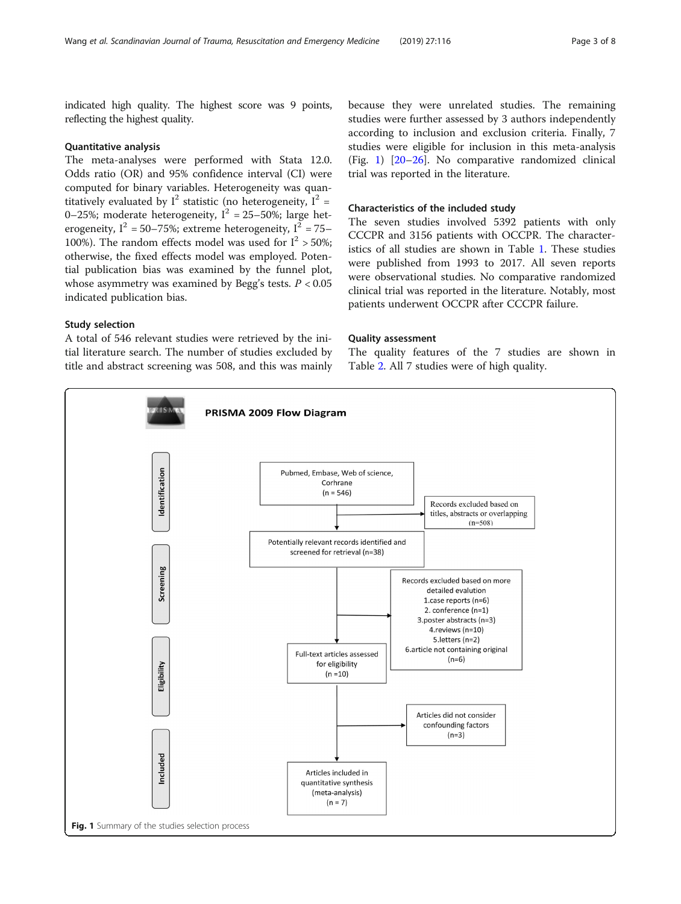indicated high quality. The highest score was 9 points, reflecting the highest quality.

### Quantitative analysis

The meta-analyses were performed with Stata 12.0. Odds ratio (OR) and 95% confidence interval (CI) were computed for binary variables. Heterogeneity was quantitatively evaluated by $I^2$ statistic (no heterogeneity, $I^2$ = 0–25%; moderate heterogeneity, $I^2$ = 25–50%; large heterogeneity, $I^2$ = 50–75%; extreme heterogeneity, $I^2$ = 75–100%). The random effects model was used for $I^2 > 50\%$; otherwise, the fixed effects model was employed. Potential publication bias was examined by the funnel plot, whose asymmetry was examined by Begg's tests. $P < 0.05$ indicated publication bias.

### Study selection

A total of 546 relevant studies were retrieved by the initial literature search. The number of studies excluded by title and abstract screening was 508, and this was mainly because they were unrelated studies. The remaining studies were further assessed by 3 authors independently according to inclusion and exclusion criteria. Finally, 7 studies were eligible for inclusion in this meta-analysis (Fig. 1) [20–26]. No comparative randomized clinical trial was reported in the literature.

### Characteristics of the included study

The seven studies involved 5392 patients with only CCCPR and 3156 patients with OCCPR. The characteristics of all studies are shown in Table 1. These studies were published from 1993 to 2017. All seven reports were observational studies. No comparative randomized clinical trial was reported in the literature. Notably, most patients underwent OCCPR after CCCPR failure.

### Quality assessment

The quality features of the 7 studies are shown in Table 2. All 7 studies were of high quality.

**PRISMA 2009 Flow Diagram**

- **Identification**
  - Pubmed, Embase, Web of science, Corhrane (n = 546)
  - Records excluded based on titles, abstracts or overlapping (n=508)
- **Screening**
  - Potentially relevant records identified and screened for retrieval (n=38)
  - Records excluded based on more detailed evalution
    1. case reports (n=6)
    2. conference (n=1)
    3. poster abstracts (n=3)
    4. reviews (n=10)
    5. letters (n=2)
    6. article not containing original (n=6)
- **Eligibility**
  - Full-text articles assessed for eligibility (n =10)
  - Articles did not consider confounding factors (n=3)
- **Included**
  - Articles included in quantitative synthesis (meta-analysis) (n = 7)

**Fig. 1** Summary of the studies selection process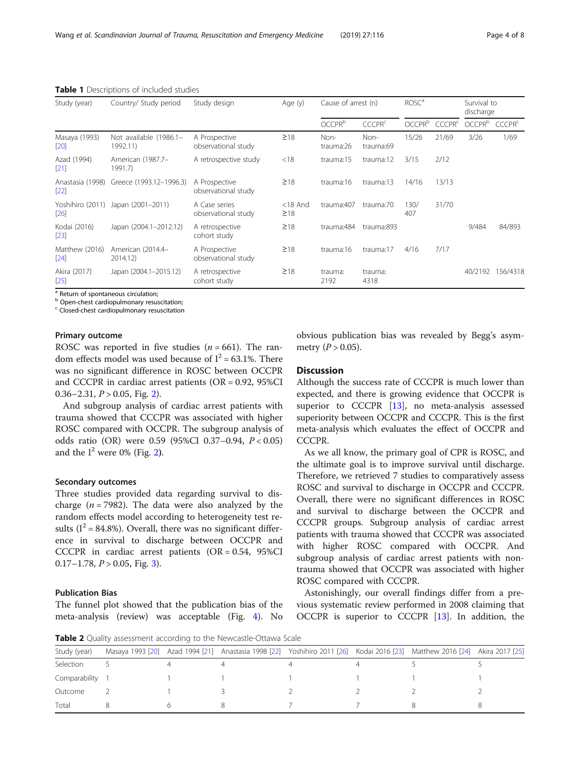**Table 1** Descriptions of included studies

| Study (year) | Country/ Study period | Study design | Age (y) | Cause of arrest (n) | | ROSC[a] | | Survival to discharge | |
|---|---|---|---|---|---|---|---|---|---|
| | | | | OCCPR[b] | CCCPR[c] | OCCPR[b] | CCCPR[c] | OCCPR[b] | CCCPR[c] |
| Masaya (1993) [20] | Not available (1986.1–1992.11) | A Prospective observational study | ≥18 | Non-trauma:26 | Non-trauma:69 | 15/26 | 21/69 | 3/26 | 1/69 |
| Azad (1994) [21] | American (1987.7–1991.7) | A retrospective study | <18 | trauma:15 | trauma:12 | 3/15 | 2/12 | | |
| Anastasia (1998) [22] | Greece (1993.12–1996.3) | A Prospective observational study | ≥18 | trauma:16 | trauma:13 | 14/16 | 13/13 | | |
| Yoshihiro (2011) [26] | Japan (2001–2011) | A Case series observational study | <18 And ≥18 | trauma:407 | trauma:70 | 130/407 | 31/70 | | |
| Kodai (2016) [23] | Japan (2004.1–2012.12) | A retrospective cohort study | ≥18 | trauma:484 | trauma:893 | | | 9/484 | 84/893 |
| Matthew (2016) [24] | American (2014.4–2014.12) | A Prospective observational study | ≥18 | trauma:16 | trauma:17 | 4/16 | 7/17 | | |
| Akira (2017) [25] | Japan (2004.1–2015.12) | A retrospective cohort study | ≥18 | trauma: 2192 | trauma: 4318 | | | 40/2192 | 156/4318 |

[a] Return of spontaneous circulation;
[b] Open-chest cardiopulmonary resuscitation;
[c] Closed-chest cardiopulmonary resuscitation

### Primary outcome

ROSC was reported in five studies ($n = 661$). The random effects model was used because of $I^2 = 63.1\%$. There was no significant difference in ROSC between OCCPR and CCCPR in cardiac arrest patients (OR = 0.92, 95%CI 0.36–2.31, $P > 0.05$, Fig. 2).

And subgroup analysis of cardiac arrest patients with trauma showed that CCCPR was associated with higher ROSC compared with OCCPR. The subgroup analysis of odds ratio (OR) were 0.59 (95%CI 0.37–0.94, $P < 0.05$) and the $I^2$ were 0% (Fig. 2).

### Secondary outcomes

Three studies provided data regarding survival to discharge ($n = 7982$). The data were also analyzed by the random effects model according to heterogeneity test results ($I^2 = 84.8\%$). Overall, there was no significant difference in survival to discharge between OCCPR and CCCPR in cardiac arrest patients (OR = 0.54, 95%CI 0.17–1.78, $P > 0.05$, Fig. 3).

### Publication Bias

The funnel plot showed that the publication bias of the meta-analysis (review) was acceptable (Fig. 4). No obvious publication bias was revealed by Begg's asymmetry ($P > 0.05$).

## Discussion

Although the success rate of CCCPR is much lower than expected, and there is growing evidence that OCCPR is superior to CCCPR [13], no meta-analysis assessed superiority between OCCPR and CCCPR. This is the first meta-analysis which evaluates the effect of OCCPR and CCCPR.

As we all know, the primary goal of CPR is ROSC, and the ultimate goal is to improve survival until discharge. Therefore, we retrieved 7 studies to comparatively assess ROSC and survival to discharge in OCCPR and CCCPR. Overall, there were no significant differences in ROSC and survival to discharge between the OCCPR and CCCPR groups. Subgroup analysis of cardiac arrest patients with trauma showed that CCCPR was associated with higher ROSC compared with OCCPR. And subgroup analysis of cardiac arrest patients with non-trauma showed that OCCPR was associated with higher ROSC compared with CCCPR.

Astonishingly, our overall findings differ from a previous systematic review performed in 2008 claiming that OCCPR is superior to CCCPR [13]. In addition, the

**Table 2** Quality assessment according to the Newcastle-Ottawa Scale

| Study (year) | Masaya 1993 [20] | Azad 1994 [21] | Anastasia 1998 [22] | Yoshihiro 2011 [26] | Kodai 2016 [23] | Matthew 2016 [24] | Akira 2017 [25] |
|---|---|---|---|---|---|---|---|
| Selection | 5 | 4 | 4 | 4 | 4 | 5 | 5 |
| Comparability | 1 | 1 | 1 | 1 | 1 | 1 | 1 |
| Outcome | 2 | 1 | 3 | 2 | 2 | 2 | 2 |
| Total | 8 | 6 | 8 | 7 | 7 | 8 | 8 |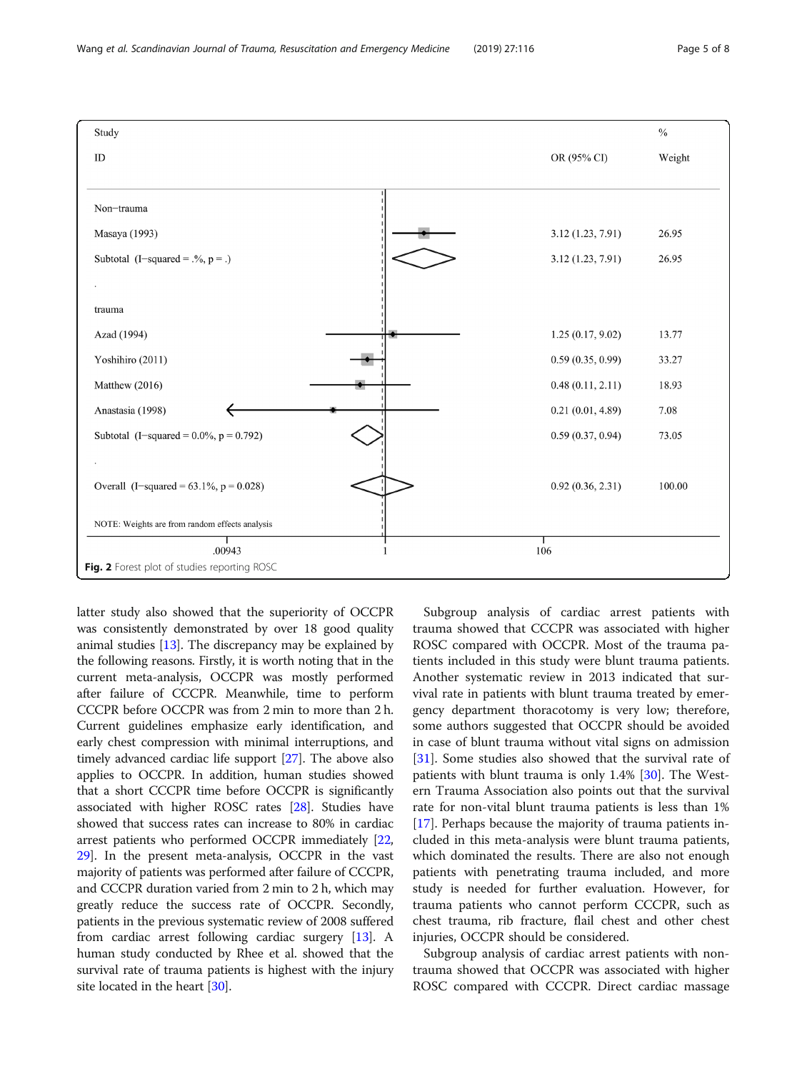| Study ID | OR (95% CI) | % Weight |
|---|---|---|
| **Non−trauma** | | |
| Masaya (1993) | 3.12 (1.23, 7.91) | 26.95 |
| Subtotal (I−squared = .%, p = .) | 3.12 (1.23, 7.91) | 26.95 |
| **trauma** | | |
| Azad (1994) | 1.25 (0.17, 9.02) | 13.77 |
| Yoshihiro (2011) | 0.59 (0.35, 0.99) | 33.27 |
| Matthew (2016) | 0.48 (0.11, 2.11) | 18.93 |
| Anastasia (1998) | 0.21 (0.01, 4.89) | 7.08 |
| Subtotal (I−squared = 0.0%, p = 0.792) | 0.59 (0.37, 0.94) | 73.05 |
| Overall (I−squared = 63.1%, p = 0.028) | 0.92 (0.36, 2.31) | 100.00 |

NOTE: Weights are from random effects analysis

Axis: .00943 — 1 — 106

**Fig. 2** Forest plot of studies reporting ROSC

latter study also showed that the superiority of OCCPR was consistently demonstrated by over 18 good quality animal studies [13]. The discrepancy may be explained by the following reasons. Firstly, it is worth noting that in the current meta-analysis, OCCPR was mostly performed after failure of CCCPR. Meanwhile, time to perform CCCPR before OCCPR was from 2 min to more than 2 h. Current guidelines emphasize early identification, and early chest compression with minimal interruptions, and timely advanced cardiac life support [27]. The above also applies to OCCPR. In addition, human studies showed that a short CCCPR time before OCCPR is significantly associated with higher ROSC rates [28]. Studies have showed that success rates can increase to 80% in cardiac arrest patients who performed OCCPR immediately [22, 29]. In the present meta-analysis, OCCPR in the vast majority of patients was performed after failure of CCCPR, and CCCPR duration varied from 2 min to 2 h, which may greatly reduce the success rate of OCCPR. Secondly, patients in the previous systematic review of 2008 suffered from cardiac arrest following cardiac surgery [13]. A human study conducted by Rhee et al. showed that the survival rate of trauma patients is highest with the injury site located in the heart [30].

Subgroup analysis of cardiac arrest patients with trauma showed that CCCPR was associated with higher ROSC compared with OCCPR. Most of the trauma patients included in this study were blunt trauma patients. Another systematic review in 2013 indicated that survival rate in patients with blunt trauma treated by emergency department thoracotomy is very low; therefore, some authors suggested that OCCPR should be avoided in case of blunt trauma without vital signs on admission [31]. Some studies also showed that the survival rate of patients with blunt trauma is only 1.4% [30]. The Western Trauma Association also points out that the survival rate for non-vital blunt trauma patients is less than 1% [17]. Perhaps because the majority of trauma patients included in this meta-analysis were blunt trauma patients, which dominated the results. There are also not enough patients with penetrating trauma included, and more study is needed for further evaluation. However, for trauma patients who cannot perform CCCPR, such as chest trauma, rib fracture, flail chest and other chest injuries, OCCPR should be considered.

Subgroup analysis of cardiac arrest patients with non-trauma showed that OCCPR was associated with higher ROSC compared with CCCPR. Direct cardiac massage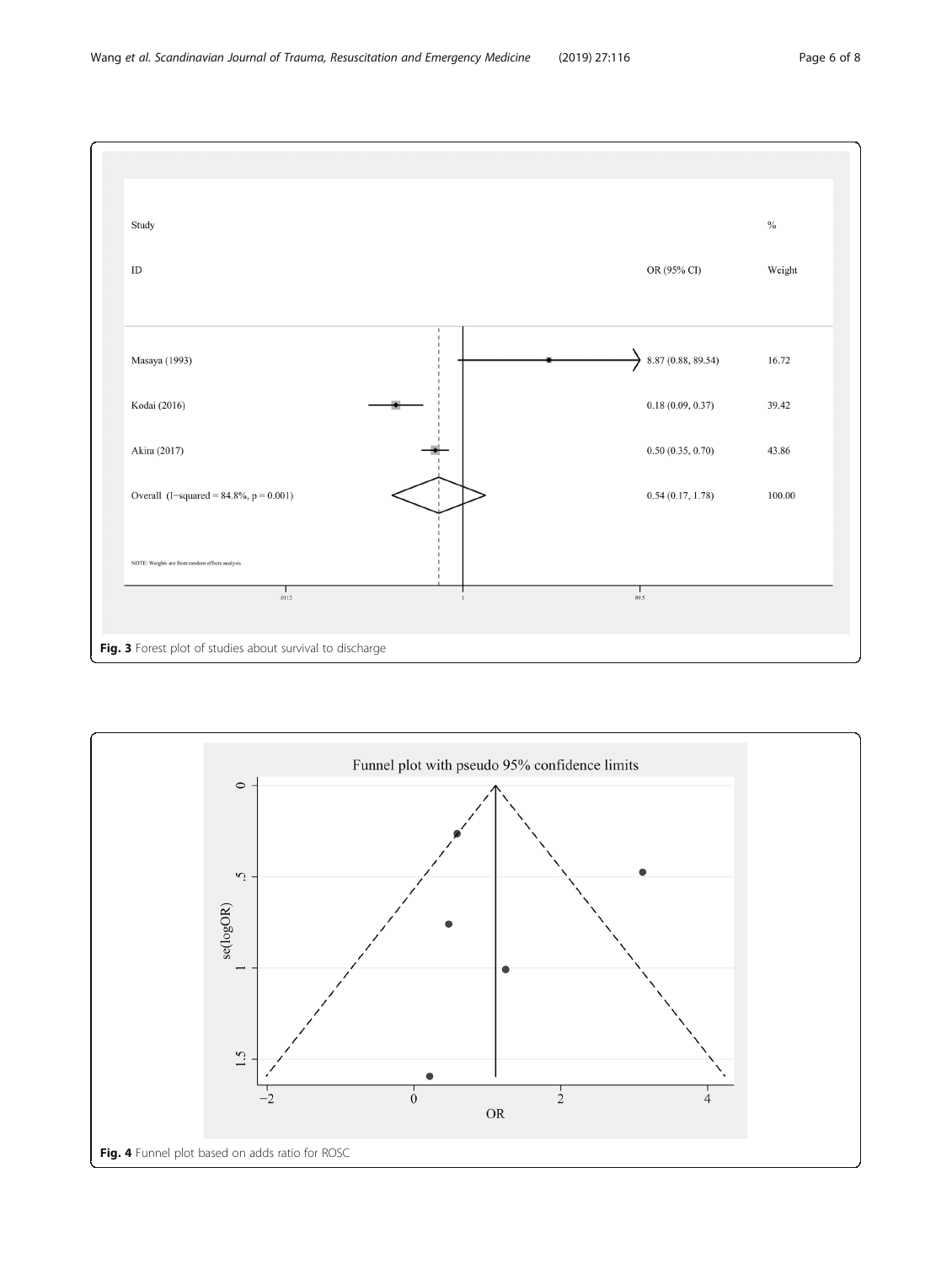| Study ID | OR (95% CI) | % Weight |
|---|---|---|
| Masaya (1993) | 8.87 (0.88, 89.54) | 16.72 |
| Kodai (2016) | 0.18 (0.09, 0.37) | 39.42 |
| Akira (2017) | 0.50 (0.35, 0.70) | 43.86 |
| Overall (I-squared = 84.8%, p = 0.001) | 0.54 (0.17, 1.78) | 100.00 |

NOTE: Weights are from random effects analysis

**Fig. 3** Forest plot of studies about survival to discharge

**Fig. 4** Funnel plot based on adds ratio for ROSC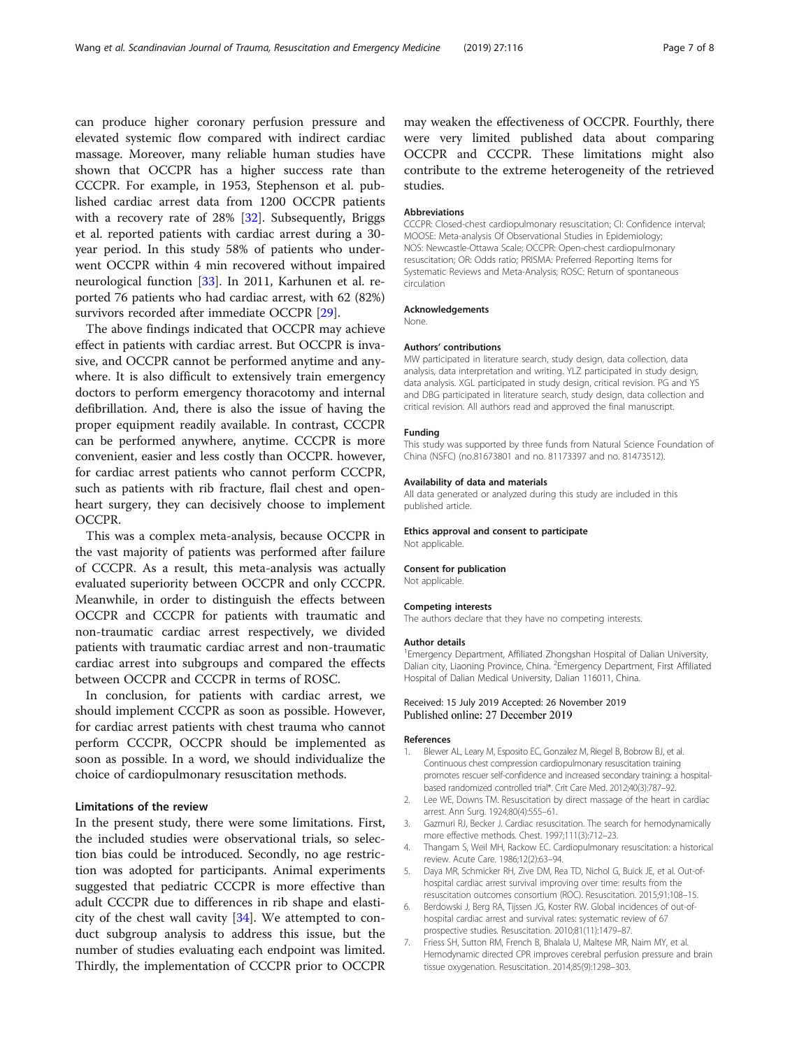can produce higher coronary perfusion pressure and elevated systemic flow compared with indirect cardiac massage. Moreover, many reliable human studies have shown that OCCPR has a higher success rate than CCCPR. For example, in 1953, Stephenson et al. published cardiac arrest data from 1200 OCCPR patients with a recovery rate of 28% [32]. Subsequently, Briggs et al. reported patients with cardiac arrest during a 30-year period. In this study 58% of patients who underwent OCCPR within 4 min recovered without impaired neurological function [33]. In 2011, Karhunen et al. reported 76 patients who had cardiac arrest, with 62 (82%) survivors recorded after immediate OCCPR [29].

The above findings indicated that OCCPR may achieve effect in patients with cardiac arrest. But OCCPR is invasive, and OCCPR cannot be performed anytime and anywhere. It is also difficult to extensively train emergency doctors to perform emergency thoracotomy and internal defibrillation. And, there is also the issue of having the proper equipment readily available. In contrast, CCCPR can be performed anywhere, anytime. CCCPR is more convenient, easier and less costly than OCCPR. however, for cardiac arrest patients who cannot perform CCCPR, such as patients with rib fracture, flail chest and open-heart surgery, they can decisively choose to implement OCCPR.

This was a complex meta-analysis, because OCCPR in the vast majority of patients was performed after failure of CCCPR. As a result, this meta-analysis was actually evaluated superiority between OCCPR and only CCCPR. Meanwhile, in order to distinguish the effects between OCCPR and CCCPR for patients with traumatic and non-traumatic cardiac arrest respectively, we divided patients with traumatic cardiac arrest and non-traumatic cardiac arrest into subgroups and compared the effects between OCCPR and CCCPR in terms of ROSC.

In conclusion, for patients with cardiac arrest, we should implement CCCPR as soon as possible. However, for cardiac arrest patients with chest trauma who cannot perform CCCPR, OCCPR should be implemented as soon as possible. In a word, we should individualize the choice of cardiopulmonary resuscitation methods.

### Limitations of the review

In the present study, there were some limitations. First, the included studies were observational trials, so selection bias could be introduced. Secondly, no age restriction was adopted for participants. Animal experiments suggested that pediatric CCCPR is more effective than adult CCCPR due to differences in rib shape and elasticity of the chest wall cavity [34]. We attempted to conduct subgroup analysis to address this issue, but the number of studies evaluating each endpoint was limited. Thirdly, the implementation of CCCPR prior to OCCPR may weaken the effectiveness of OCCPR. Fourthly, there were very limited published data about comparing OCCPR and CCCPR. These limitations might also contribute to the extreme heterogeneity of the retrieved studies.

#### Abbreviations

CCCPR: Closed-chest cardiopulmonary resuscitation; CI: Confidence interval; MOOSE: Meta-analysis Of Observational Studies in Epidemiology; NOS: Newcastle-Ottawa Scale; OCCPR: Open-chest cardiopulmonary resuscitation; OR: Odds ratio; PRISMA: Preferred Reporting Items for Systematic Reviews and Meta-Analysis; ROSC: Return of spontaneous circulation

#### Acknowledgements

None.

#### Authors' contributions

MW participated in literature search, study design, data collection, data analysis, data interpretation and writing. YLZ participated in study design, data analysis. XGL participated in study design, critical revision. PG and YS and DBG participated in literature search, study design, data collection and critical revision. All authors read and approved the final manuscript.

#### Funding

This study was supported by three funds from Natural Science Foundation of China (NSFC) (no.81673801 and no. 81173397 and no. 81473512).

#### Availability of data and materials

All data generated or analyzed during this study are included in this published article.

#### Ethics approval and consent to participate

Not applicable.

#### Consent for publication

Not applicable.

#### Competing interests

The authors declare that they have no competing interests.

#### Author details

[1]Emergency Department, Affiliated Zhongshan Hospital of Dalian University, Dalian city, Liaoning Province, China. [2]Emergency Department, First Affiliated Hospital of Dalian Medical University, Dalian 116011, China.

Received: 15 July 2019 Accepted: 26 November 2019
Published online: 27 December 2019

#### References

1. Blewer AL, Leary M, Esposito EC, Gonzalez M, Riegel B, Bobrow BJ, et al. Continuous chest compression cardiopulmonary resuscitation training promotes rescuer self-confidence and increased secondary training: a hospital-based randomized controlled trial*. Crit Care Med. 2012;40(3):787–92.
2. Lee WE, Downs TM. Resuscitation by direct massage of the heart in cardiac arrest. Ann Surg. 1924;80(4):555–61.
3. Gazmuri RJ, Becker J. Cardiac resuscitation. The search for hemodynamically more effective methods. Chest. 1997;111(3):712–23.
4. Thangam S, Weil MH, Rackow EC. Cardiopulmonary resuscitation: a historical review. Acute Care. 1986;12(2):63–94.
5. Daya MR, Schmicker RH, Zive DM, Rea TD, Nichol G, Buick JE, et al. Out-of-hospital cardiac arrest survival improving over time: results from the resuscitation outcomes consortium (ROC). Resuscitation. 2015;91:108–15.
6. Berdowski J, Berg RA, Tijssen JG, Koster RW. Global incidences of out-of-hospital cardiac arrest and survival rates: systematic review of 67 prospective studies. Resuscitation. 2010;81(11):1479–87.
7. Friess SH, Sutton RM, French B, Bhalala U, Maltese MR, Naim MY, et al. Hemodynamic directed CPR improves cerebral perfusion pressure and brain tissue oxygenation. Resuscitation. 2014;85(9):1298–303.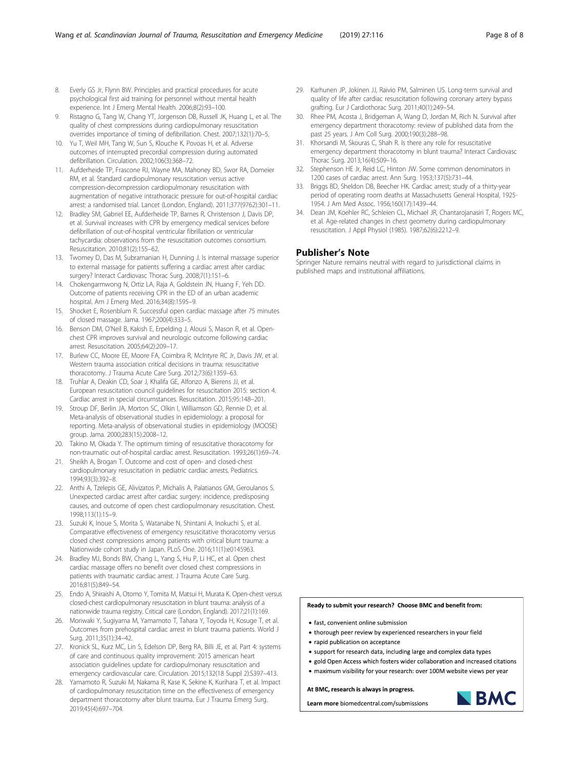8. Everly GS Jr, Flynn BW. Principles and practical procedures for acute psychological first aid training for personnel without mental health experience. Int J Emerg Mental Health. 2006;8(2):93–100.
9. Ristagno G, Tang W, Chang YT, Jorgenson DB, Russell JK, Huang L, et al. The quality of chest compressions during cardiopulmonary resuscitation overrides importance of timing of defibrillation. Chest. 2007;132(1):70–5.
10. Yu T, Weil MH, Tang W, Sun S, Klouche K, Povoas H, et al. Adverse outcomes of interrupted precordial compression during automated defibrillation. Circulation. 2002;106(3):368–72.
11. Aufderheide TP, Frascone RJ, Wayne MA, Mahoney BD, Swor RA, Domeier RM, et al. Standard cardiopulmonary resuscitation versus active compression-decompression cardiopulmonary resuscitation with augmentation of negative intrathoracic pressure for out-of-hospital cardiac arrest: a randomised trial. Lancet (London, England). 2011;377(9762):301–11.
12. Bradley SM, Gabriel EE, Aufderheide TP, Barnes R, Christenson J, Davis DP, et al. Survival increases with CPR by emergency medical services before defibrillation of out-of-hospital ventricular fibrillation or ventricular tachycardia: observations from the resuscitation outcomes consortium. Resuscitation. 2010;81(2):155–62.
13. Twomey D, Das M, Subramanian H, Dunning J. Is internal massage superior to external massage for patients suffering a cardiac arrest after cardiac surgery? Interact Cardiovasc Thorac Surg. 2008;7(1):151–6.
14. Chokengarmwong N, Ortiz LA, Raja A, Goldstein JN, Huang F, Yeh DD. Outcome of patients receiving CPR in the ED of an urban academic hospital. Am J Emerg Med. 2016;34(8):1595–9.
15. Shocket E, Rosenblum R. Successful open cardiac massage after 75 minutes of closed massage. Jama. 1967;200(4):333–5.
16. Benson DM, O'Neil B, Kakish E, Erpelding J, Alousi S, Mason R, et al. Open-chest CPR improves survival and neurologic outcome following cardiac arrest. Resuscitation. 2005;64(2):209–17.
17. Burlew CC, Moore EE, Moore FA, Coimbra R, McIntyre RC Jr, Davis JW, et al. Western trauma association critical decisions in trauma: resuscitative thoracotomy. J Trauma Acute Care Surg. 2012;73(6):1359–63.
18. Truhlar A, Deakin CD, Soar J, Khalifa GE, Alfonzo A, Bierens JJ, et al. European resuscitation council guidelines for resuscitation 2015: section 4. Cardiac arrest in special circumstances. Resuscitation. 2015;95:148–201.
19. Stroup DF, Berlin JA, Morton SC, Olkin I, Williamson GD, Rennie D, et al. Meta-analysis of observational studies in epidemiology: a proposal for reporting. Meta-analysis of observational studies in epidemiology (MOOSE) group. Jama. 2000;283(15):2008–12.
20. Takino M, Okada Y. The optimum timing of resuscitative thoracotomy for non-traumatic out-of-hospital cardiac arrest. Resuscitation. 1993;26(1):69–74.
21. Sheikh A, Brogan T. Outcome and cost of open- and closed-chest cardiopulmonary resuscitation in pediatric cardiac arrests. Pediatrics. 1994;93(3):392–8.
22. Anthi A, Tzelepis GE, Alivizatos P, Michalis A, Palatianos GM, Geroulanos S. Unexpected cardiac arrest after cardiac surgery: incidence, predisposing causes, and outcome of open chest cardiopulmonary resuscitation. Chest. 1998;113(1):15–9.
23. Suzuki K, Inoue S, Morita S, Watanabe N, Shintani A, Inokuchi S, et al. Comparative effectiveness of emergency resuscitative thoracotomy versus closed chest compressions among patients with critical blunt trauma: a Nationwide cohort study in Japan. PLoS One. 2016;11(1):e0145963.
24. Bradley MJ, Bonds BW, Chang L, Yang S, Hu P, Li HC, et al. Open chest cardiac massage offers no benefit over closed chest compressions in patients with traumatic cardiac arrest. J Trauma Acute Care Surg. 2016;81(5):849–54.
25. Endo A, Shiraishi A, Otomo Y, Tomita M, Matsui H, Murata K. Open-chest versus closed-chest cardiopulmonary resuscitation in blunt trauma: analysis of a nationwide trauma registry. Critical care (London, England). 2017;21(1):169.
26. Moriwaki Y, Sugiyama M, Yamamoto T, Tahara Y, Toyoda H, Kosuge T, et al. Outcomes from prehospital cardiac arrest in blunt trauma patients. World J Surg. 2011;35(1):34–42.
27. Kronick SL, Kurz MC, Lin S, Edelson DP, Berg RA, Billi JE, et al. Part 4: systems of care and continuous quality improvement: 2015 american heart association guidelines update for cardiopulmonary resuscitation and emergency cardiovascular care. Circulation. 2015;132(18 Suppl 2):S397–413.
28. Yamamoto R, Suzuki M, Nakama R, Kase K, Sekine K, Kurihara T, et al. Impact of cardiopulmonary resuscitation time on the effectiveness of emergency department thoracotomy after blunt trauma. Eur J Trauma Emerg Surg. 2019;45(4):697–704.
29. Karhunen JP, Jokinen JJ, Raivio PM, Salminen US. Long-term survival and quality of life after cardiac resuscitation following coronary artery bypass grafting. Eur J Cardiothorac Surg. 2011;40(1):249–54.
30. Rhee PM, Acosta J, Bridgeman A, Wang D, Jordan M, Rich N. Survival after emergency department thoracotomy: review of published data from the past 25 years. J Am Coll Surg. 2000;190(3):288–98.
31. Khorsandi M, Skouras C, Shah R. Is there any role for resuscitative emergency department thoracotomy in blunt trauma? Interact Cardiovasc Thorac Surg. 2013;16(4):509–16.
32. Stephenson HE Jr, Reid LC, Hinton JW. Some common denominators in 1200 cases of cardiac arrest. Ann Surg. 1953;137(5):731–44.
33. Briggs BD, Sheldon DB, Beecher HK. Cardiac arrest; study of a thirty-year period of operating room deaths at Massachusetts General Hospital, 1925-1954. J Am Med Assoc. 1956;160(17):1439–44.
34. Dean JM, Koehler RC, Schleien CL, Michael JR, Chantarojanasiri T, Rogers MC, et al. Age-related changes in chest geometry during cardiopulmonary resuscitation. J Appl Physiol (1985). 1987;62(6):2212–9.

## Publisher's Note

Springer Nature remains neutral with regard to jurisdictional claims in published maps and institutional affiliations.

**Ready to submit your research? Choose BMC and benefit from:**

- fast, convenient online submission
- thorough peer review by experienced researchers in your field
- rapid publication on acceptance
- support for research data, including large and complex data types
- gold Open Access which fosters wider collaboration and increased citations
- maximum visibility for your research: over 100M website views per year

**At BMC, research is always in progress.**

**Learn more** biomedcentral.com/submissions

BMC